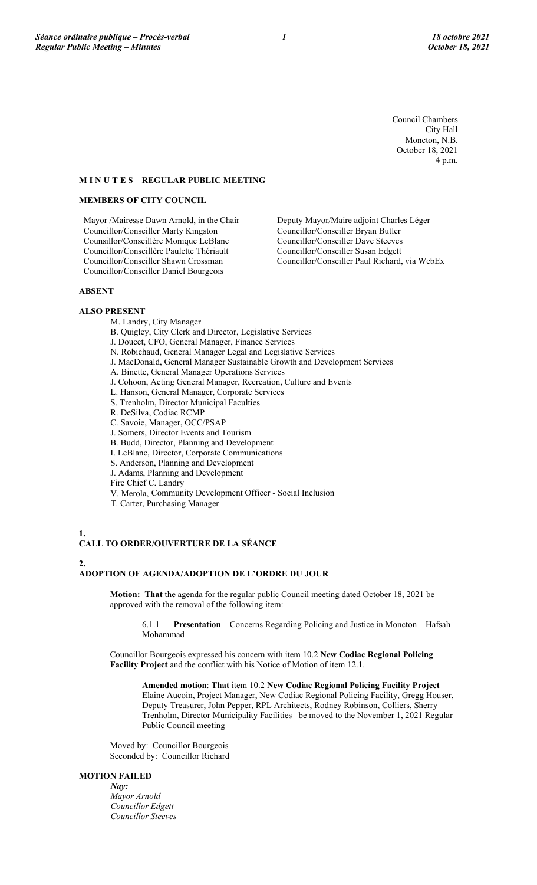Council Chambers
City Hall
Moncton, N.B.
October 18, 2021
4 p.m.

**M I N U T E S – REGULAR PUBLIC MEETING**

**MEMBERS OF CITY COUNCIL**

Mayor /Mairesse Dawn Arnold, in the Chair
Councillor/Conseiller Marty Kingston
Counsillor/Conseillère Monique LeBlanc
Councillor/Conseillère Paulette Thériault
Councillor/Conseiller Shawn Crossman
Councillor/Conseiller Daniel Bourgeois
Deputy Mayor/Maire adjoint Charles Léger
Councillor/Conseiller Bryan Butler
Councillor/Conseiller Dave Steeves
Councillor/Conseiller Susan Edgett
Councillor/Conseiller Paul Richard, via WebEx

**ABSENT**

**ALSO PRESENT**

M. Landry, City Manager
B. Quigley, City Clerk and Director, Legislative Services
J. Doucet, CFO, General Manager, Finance Services
N. Robichaud, General Manager Legal and Legislative Services
J. MacDonald, General Manager Sustainable Growth and Development Services
A. Binette, General Manager Operations Services
J. Cohoon, Acting General Manager, Recreation, Culture and Events
L. Hanson, General Manager, Corporate Services
S. Trenholm, Director Municipal Faculties
R. DeSilva, Codiac RCMP
C. Savoie, Manager, OCC/PSAP
J. Somers, Director Events and Tourism
B. Budd, Director, Planning and Development
I. LeBlanc, Director, Corporate Communications
S. Anderson, Planning and Development
J. Adams, Planning and Development
Fire Chief C. Landry
V. Merola, Community Development Officer - Social Inclusion
T. Carter, Purchasing Manager

**1.**
**CALL TO ORDER/OUVERTURE DE LA SÉANCE**

**2.**
**ADOPTION OF AGENDA/ADOPTION DE L'ORDRE DU JOUR**

**Motion: That** the agenda for the regular public Council meeting dated October 18, 2021 be approved with the removal of the following item:

6.1.1 **Presentation** – Concerns Regarding Policing and Justice in Moncton – Hafsah Mohammad

Councillor Bourgeois expressed his concern with item 10.2 **New Codiac Regional Policing Facility Project** and the conflict with his Notice of Motion of item 12.1.

**Amended motion**: **That** item 10.2 **New Codiac Regional Policing Facility Project** – Elaine Aucoin, Project Manager, New Codiac Regional Policing Facility, Gregg Houser, Deputy Treasurer, John Pepper, RPL Architects, Rodney Robinson, Colliers, Sherry Trenholm, Director Municipality Facilities be moved to the November 1, 2021 Regular Public Council meeting

Moved by: Councillor Bourgeois
Seconded by: Councillor Richard

**MOTION FAILED**

*Nay:*
*Mayor Arnold*
*Councillor Edgett*
*Councillor Steeves*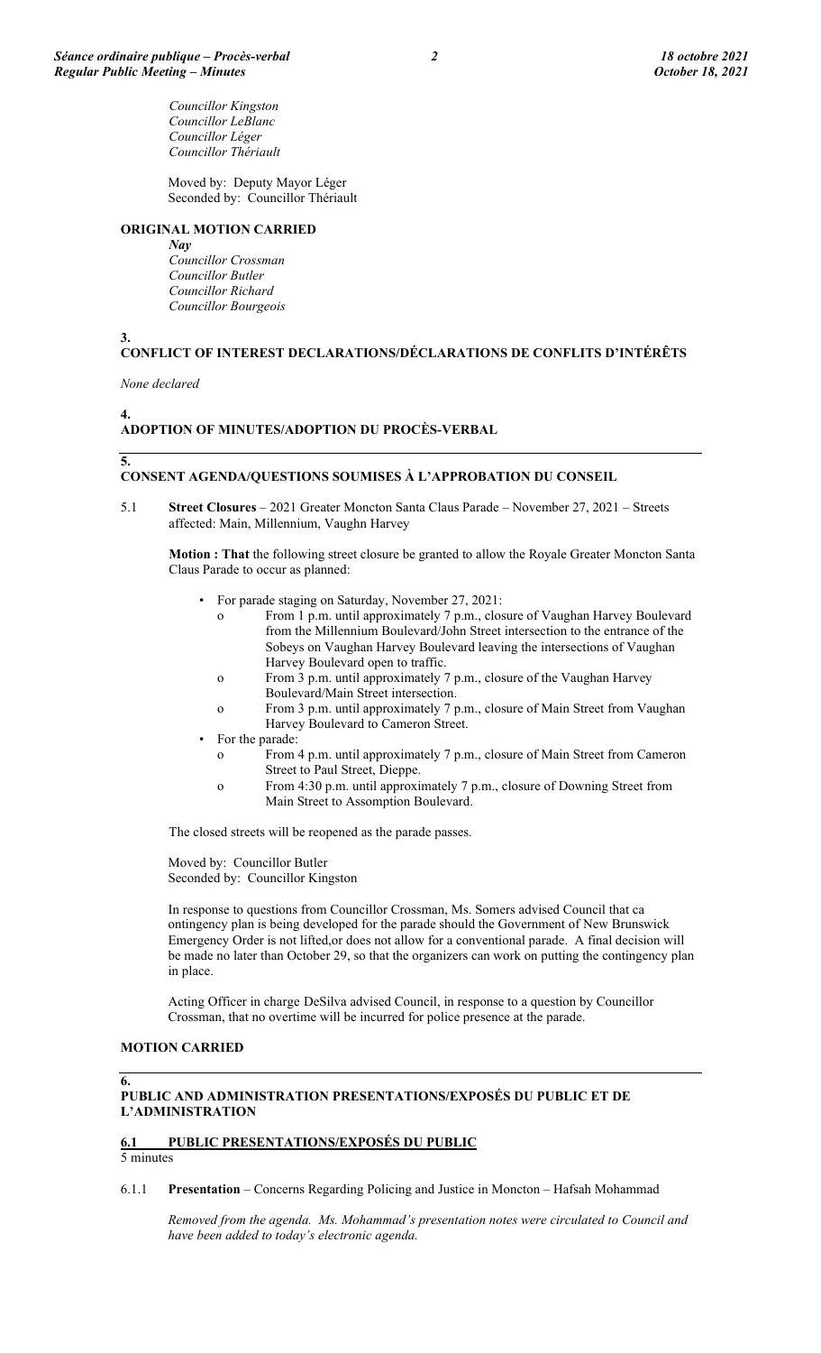*Councillor Kingston*
*Councillor LeBlanc*
*Councillor Léger*
*Councillor Thériault*

Moved by: Deputy Mayor Léger
Seconded by: Councillor Thériault

**ORIGINAL MOTION CARRIED**

***Nay***
*Councillor Crossman*
*Councillor Butler*
*Councillor Richard*
*Councillor Bourgeois*

## 3. CONFLICT OF INTEREST DECLARATIONS/DÉCLARATIONS DE CONFLITS D'INTÉRÊTS

*None declared*

## 4. ADOPTION OF MINUTES/ADOPTION DU PROCÈS-VERBAL

## 5. CONSENT AGENDA/QUESTIONS SOUMISES À L'APPROBATION DU CONSEIL

5.1 **Street Closures** – 2021 Greater Moncton Santa Claus Parade – November 27, 2021 – Streets affected: Main, Millennium, Vaughn Harvey

**Motion : That** the following street closure be granted to allow the Royale Greater Moncton Santa Claus Parade to occur as planned:

- For parade staging on Saturday, November 27, 2021:
  - From 1 p.m. until approximately 7 p.m., closure of Vaughan Harvey Boulevard from the Millennium Boulevard/John Street intersection to the entrance of the Sobeys on Vaughan Harvey Boulevard leaving the intersections of Vaughan Harvey Boulevard open to traffic.
  - From 3 p.m. until approximately 7 p.m., closure of the Vaughan Harvey Boulevard/Main Street intersection.
  - From 3 p.m. until approximately 7 p.m., closure of Main Street from Vaughan Harvey Boulevard to Cameron Street.
- For the parade:
  - From 4 p.m. until approximately 7 p.m., closure of Main Street from Cameron Street to Paul Street, Dieppe.
  - From 4:30 p.m. until approximately 7 p.m., closure of Downing Street from Main Street to Assomption Boulevard.

The closed streets will be reopened as the parade passes.

Moved by: Councillor Butler
Seconded by: Councillor Kingston

In response to questions from Councillor Crossman, Ms. Somers advised Council that ca ontingency plan is being developed for the parade should the Government of New Brunswick Emergency Order is not lifted,or does not allow for a conventional parade. A final decision will be made no later than October 29, so that the organizers can work on putting the contingency plan in place.

Acting Officer in charge DeSilva advised Council, in response to a question by Councillor Crossman, that no overtime will be incurred for police presence at the parade.

**MOTION CARRIED**

## 6. PUBLIC AND ADMINISTRATION PRESENTATIONS/EXPOSÉS DU PUBLIC ET DE L'ADMINISTRATION

### 6.1 PUBLIC PRESENTATIONS/EXPOSÉS DU PUBLIC

5 minutes

6.1.1 **Presentation** – Concerns Regarding Policing and Justice in Moncton – Hafsah Mohammad

*Removed from the agenda. Ms. Mohammad's presentation notes were circulated to Council and have been added to today's electronic agenda.*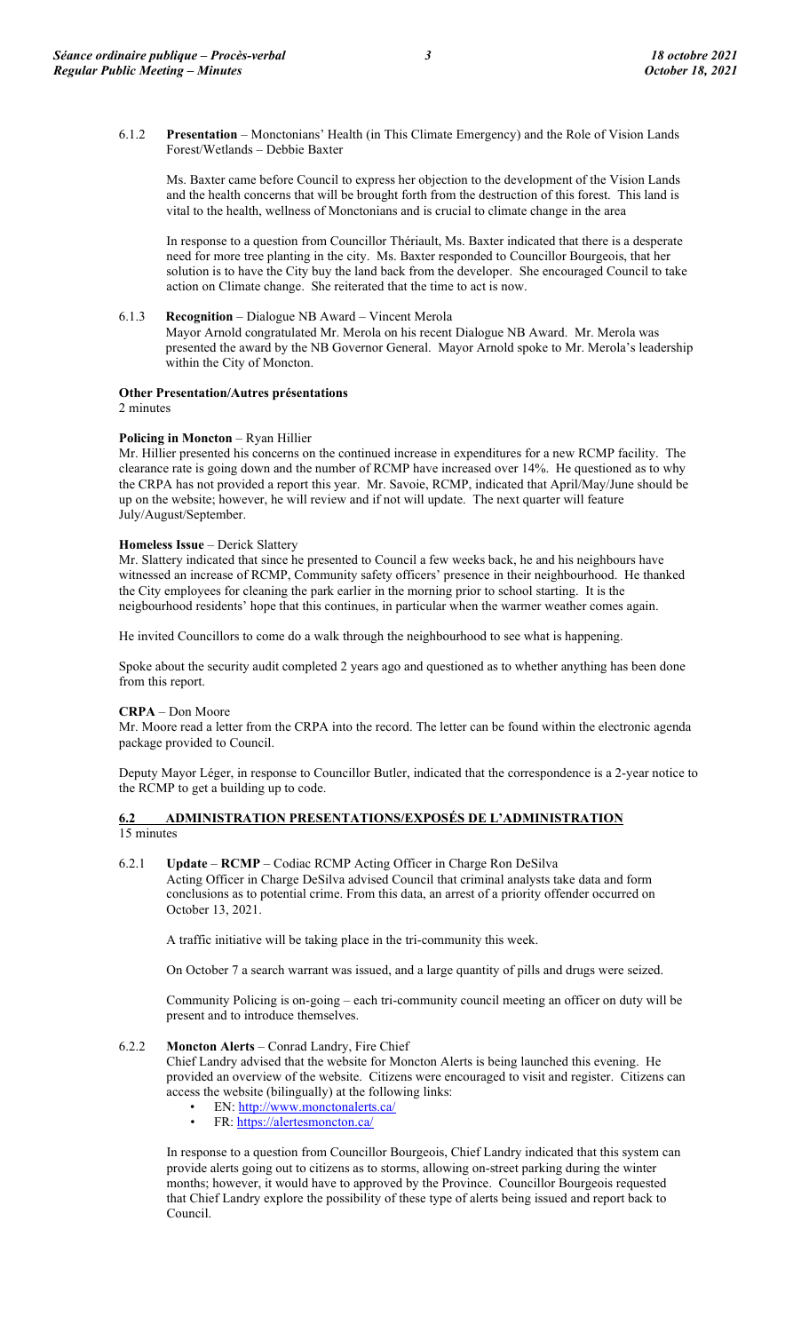6.1.2 **Presentation** – Monctonians' Health (in This Climate Emergency) and the Role of Vision Lands Forest/Wetlands – Debbie Baxter

Ms. Baxter came before Council to express her objection to the development of the Vision Lands and the health concerns that will be brought forth from the destruction of this forest. This land is vital to the health, wellness of Monctonians and is crucial to climate change in the area

In response to a question from Councillor Thériault, Ms. Baxter indicated that there is a desperate need for more tree planting in the city. Ms. Baxter responded to Councillor Bourgeois, that her solution is to have the City buy the land back from the developer. She encouraged Council to take action on Climate change. She reiterated that the time to act is now.

6.1.3 **Recognition** – Dialogue NB Award – Vincent Merola

Mayor Arnold congratulated Mr. Merola on his recent Dialogue NB Award. Mr. Merola was presented the award by the NB Governor General. Mayor Arnold spoke to Mr. Merola's leadership within the City of Moncton.

**Other Presentation/Autres présentations**

2 minutes

**Policing in Moncton** – Ryan Hillier

Mr. Hillier presented his concerns on the continued increase in expenditures for a new RCMP facility. The clearance rate is going down and the number of RCMP have increased over 14%. He questioned as to why the CRPA has not provided a report this year. Mr. Savoie, RCMP, indicated that April/May/June should be up on the website; however, he will review and if not will update. The next quarter will feature July/August/September.

**Homeless Issue** – Derick Slattery

Mr. Slattery indicated that since he presented to Council a few weeks back, he and his neighbours have witnessed an increase of RCMP, Community safety officers' presence in their neighbourhood. He thanked the City employees for cleaning the park earlier in the morning prior to school starting. It is the neigbourhood residents' hope that this continues, in particular when the warmer weather comes again.

He invited Councillors to come do a walk through the neighbourhood to see what is happening.

Spoke about the security audit completed 2 years ago and questioned as to whether anything has been done from this report.

**CRPA** – Don Moore

Mr. Moore read a letter from the CRPA into the record. The letter can be found within the electronic agenda package provided to Council.

Deputy Mayor Léger, in response to Councillor Butler, indicated that the correspondence is a 2-year notice to the RCMP to get a building up to code.

## 6.2 ADMINISTRATION PRESENTATIONS/EXPOSÉS DE L'ADMINISTRATION

15 minutes

6.2.1 **Update** – **RCMP** – Codiac RCMP Acting Officer in Charge Ron DeSilva

Acting Officer in Charge DeSilva advised Council that criminal analysts take data and form conclusions as to potential crime. From this data, an arrest of a priority offender occurred on October 13, 2021.

A traffic initiative will be taking place in the tri-community this week.

On October 7 a search warrant was issued, and a large quantity of pills and drugs were seized.

Community Policing is on-going – each tri-community council meeting an officer on duty will be present and to introduce themselves.

6.2.2 **Moncton Alerts** – Conrad Landry, Fire Chief

Chief Landry advised that the website for Moncton Alerts is being launched this evening. He provided an overview of the website. Citizens were encouraged to visit and register. Citizens can access the website (bilingually) at the following links:

- EN: http://www.monctonalerts.ca/
- FR: https://alertesmoncton.ca/

In response to a question from Councillor Bourgeois, Chief Landry indicated that this system can provide alerts going out to citizens as to storms, allowing on-street parking during the winter months; however, it would have to approved by the Province. Councillor Bourgeois requested that Chief Landry explore the possibility of these type of alerts being issued and report back to Council.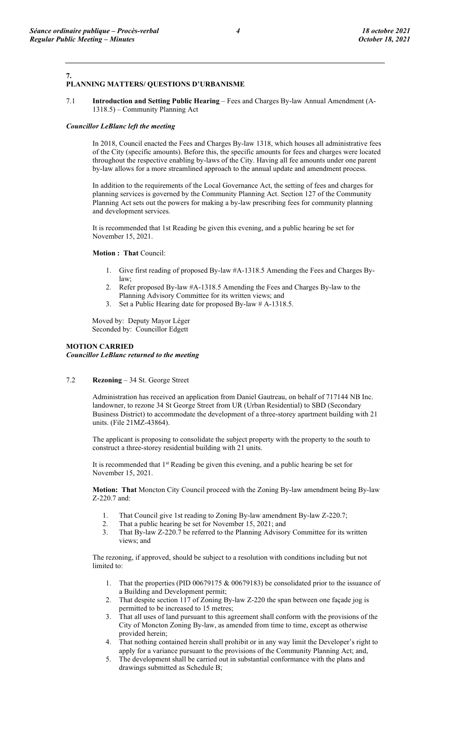## 7. PLANNING MATTERS/ QUESTIONS D'URBANISME

7.1 **Introduction and Setting Public Hearing** – Fees and Charges By-law Annual Amendment (A-1318.5) – Community Planning Act

***Councillor LeBlanc left the meeting***

In 2018, Council enacted the Fees and Charges By-law 1318, which houses all administrative fees of the City (specific amounts). Before this, the specific amounts for fees and charges were located throughout the respective enabling by-laws of the City. Having all fee amounts under one parent by-law allows for a more streamlined approach to the annual update and amendment process.

In addition to the requirements of the Local Governance Act, the setting of fees and charges for planning services is governed by the Community Planning Act. Section 127 of the Community Planning Act sets out the powers for making a by-law prescribing fees for community planning and development services.

It is recommended that 1st Reading be given this evening, and a public hearing be set for November 15, 2021.

**Motion : That** Council:

1. Give first reading of proposed By-law #A-1318.5 Amending the Fees and Charges By-law;
2. Refer proposed By-law #A-1318.5 Amending the Fees and Charges By-law to the Planning Advisory Committee for its written views; and
3. Set a Public Hearing date for proposed By-law # A-1318.5.

Moved by: Deputy Mayor Léger
Seconded by: Councillor Edgett

**MOTION CARRIED**
***Councillor LeBlanc returned to the meeting***

7.2 **Rezoning** – 34 St. George Street

Administration has received an application from Daniel Gautreau, on behalf of 717144 NB Inc. landowner, to rezone 34 St George Street from UR (Urban Residential) to SBD (Secondary Business District) to accommodate the development of a three-storey apartment building with 21 units. (File 21MZ-43864).

The applicant is proposing to consolidate the subject property with the property to the south to construct a three-storey residential building with 21 units.

It is recommended that 1st Reading be given this evening, and a public hearing be set for November 15, 2021.

**Motion: That** Moncton City Council proceed with the Zoning By-law amendment being By-law Z-220.7 and:

1. That Council give 1st reading to Zoning By-law amendment By-law Z-220.7;
2. That a public hearing be set for November 15, 2021; and
3. That By-law Z-220.7 be referred to the Planning Advisory Committee for its written views; and

The rezoning, if approved, should be subject to a resolution with conditions including but not limited to:

1. That the properties (PID 00679175 & 00679183) be consolidated prior to the issuance of a Building and Development permit;
2. That despite section 117 of Zoning By-law Z-220 the span between one façade jog is permitted to be increased to 15 metres;
3. That all uses of land pursuant to this agreement shall conform with the provisions of the City of Moncton Zoning By-law, as amended from time to time, except as otherwise provided herein;
4. That nothing contained herein shall prohibit or in any way limit the Developer's right to apply for a variance pursuant to the provisions of the Community Planning Act; and,
5. The development shall be carried out in substantial conformance with the plans and drawings submitted as Schedule B;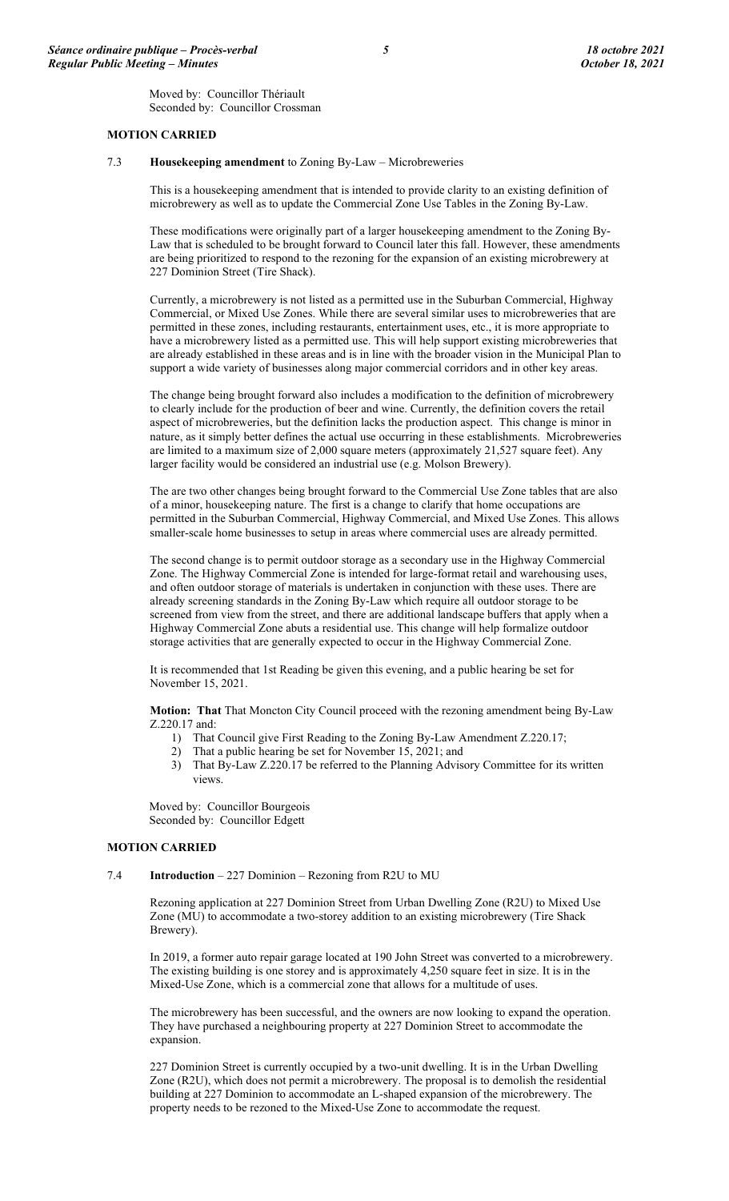Moved by: Councillor Thériault
Seconded by: Councillor Crossman

**MOTION CARRIED**

7.3 **Housekeeping amendment** to Zoning By-Law – Microbreweries

This is a housekeeping amendment that is intended to provide clarity to an existing definition of microbrewery as well as to update the Commercial Zone Use Tables in the Zoning By-Law.

These modifications were originally part of a larger housekeeping amendment to the Zoning By-Law that is scheduled to be brought forward to Council later this fall. However, these amendments are being prioritized to respond to the rezoning for the expansion of an existing microbrewery at 227 Dominion Street (Tire Shack).

Currently, a microbrewery is not listed as a permitted use in the Suburban Commercial, Highway Commercial, or Mixed Use Zones. While there are several similar uses to microbreweries that are permitted in these zones, including restaurants, entertainment uses, etc., it is more appropriate to have a microbrewery listed as a permitted use. This will help support existing microbreweries that are already established in these areas and is in line with the broader vision in the Municipal Plan to support a wide variety of businesses along major commercial corridors and in other key areas.

The change being brought forward also includes a modification to the definition of microbrewery to clearly include for the production of beer and wine. Currently, the definition covers the retail aspect of microbreweries, but the definition lacks the production aspect. This change is minor in nature, as it simply better defines the actual use occurring in these establishments. Microbreweries are limited to a maximum size of 2,000 square meters (approximately 21,527 square feet). Any larger facility would be considered an industrial use (e.g. Molson Brewery).

The are two other changes being brought forward to the Commercial Use Zone tables that are also of a minor, housekeeping nature. The first is a change to clarify that home occupations are permitted in the Suburban Commercial, Highway Commercial, and Mixed Use Zones. This allows smaller-scale home businesses to setup in areas where commercial uses are already permitted.

The second change is to permit outdoor storage as a secondary use in the Highway Commercial Zone. The Highway Commercial Zone is intended for large-format retail and warehousing uses, and often outdoor storage of materials is undertaken in conjunction with these uses. There are already screening standards in the Zoning By-Law which require all outdoor storage to be screened from view from the street, and there are additional landscape buffers that apply when a Highway Commercial Zone abuts a residential use. This change will help formalize outdoor storage activities that are generally expected to occur in the Highway Commercial Zone.

It is recommended that 1st Reading be given this evening, and a public hearing be set for November 15, 2021.

**Motion: That** That Moncton City Council proceed with the rezoning amendment being By-Law Z.220.17 and:

1) That Council give First Reading to the Zoning By-Law Amendment Z.220.17;
2) That a public hearing be set for November 15, 2021; and
3) That By-Law Z.220.17 be referred to the Planning Advisory Committee for its written views.

Moved by: Councillor Bourgeois
Seconded by: Councillor Edgett

**MOTION CARRIED**

7.4 **Introduction** – 227 Dominion – Rezoning from R2U to MU

Rezoning application at 227 Dominion Street from Urban Dwelling Zone (R2U) to Mixed Use Zone (MU) to accommodate a two-storey addition to an existing microbrewery (Tire Shack Brewery).

In 2019, a former auto repair garage located at 190 John Street was converted to a microbrewery. The existing building is one storey and is approximately 4,250 square feet in size. It is in the Mixed-Use Zone, which is a commercial zone that allows for a multitude of uses.

The microbrewery has been successful, and the owners are now looking to expand the operation. They have purchased a neighbouring property at 227 Dominion Street to accommodate the expansion.

227 Dominion Street is currently occupied by a two-unit dwelling. It is in the Urban Dwelling Zone (R2U), which does not permit a microbrewery. The proposal is to demolish the residential building at 227 Dominion to accommodate an L-shaped expansion of the microbrewery. The property needs to be rezoned to the Mixed-Use Zone to accommodate the request.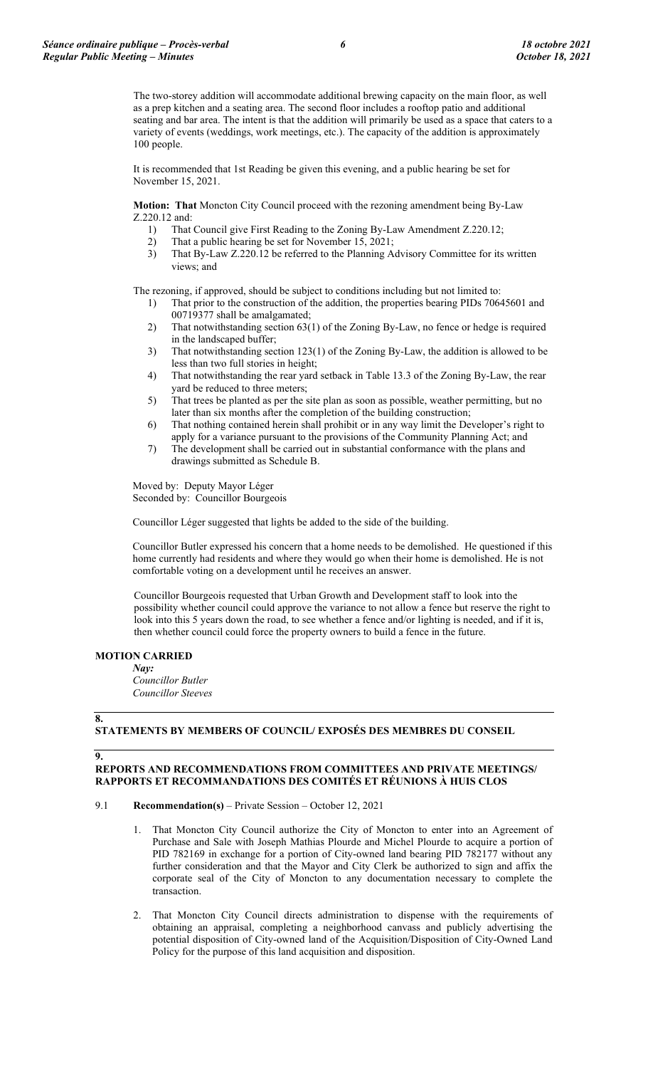The two-storey addition will accommodate additional brewing capacity on the main floor, as well as a prep kitchen and a seating area. The second floor includes a rooftop patio and additional seating and bar area. The intent is that the addition will primarily be used as a space that caters to a variety of events (weddings, work meetings, etc.). The capacity of the addition is approximately 100 people.

It is recommended that 1st Reading be given this evening, and a public hearing be set for November 15, 2021.

**Motion: That** Moncton City Council proceed with the rezoning amendment being By-Law Z.220.12 and:

1) That Council give First Reading to the Zoning By-Law Amendment Z.220.12;
2) That a public hearing be set for November 15, 2021;
3) That By-Law Z.220.12 be referred to the Planning Advisory Committee for its written views; and

The rezoning, if approved, should be subject to conditions including but not limited to:

1) That prior to the construction of the addition, the properties bearing PIDs 70645601 and 00719377 shall be amalgamated;
2) That notwithstanding section 63(1) of the Zoning By-Law, no fence or hedge is required in the landscaped buffer;
3) That notwithstanding section 123(1) of the Zoning By-Law, the addition is allowed to be less than two full stories in height;
4) That notwithstanding the rear yard setback in Table 13.3 of the Zoning By-Law, the rear yard be reduced to three meters;
5) That trees be planted as per the site plan as soon as possible, weather permitting, but no later than six months after the completion of the building construction;
6) That nothing contained herein shall prohibit or in any way limit the Developer's right to apply for a variance pursuant to the provisions of the Community Planning Act; and
7) The development shall be carried out in substantial conformance with the plans and drawings submitted as Schedule B.

Moved by: Deputy Mayor Léger
Seconded by: Councillor Bourgeois

Councillor Léger suggested that lights be added to the side of the building.

Councillor Butler expressed his concern that a home needs to be demolished. He questioned if this home currently had residents and where they would go when their home is demolished. He is not comfortable voting on a development until he receives an answer.

Councillor Bourgeois requested that Urban Growth and Development staff to look into the possibility whether council could approve the variance to not allow a fence but reserve the right to look into this 5 years down the road, to see whether a fence and/or lighting is needed, and if it is, then whether council could force the property owners to build a fence in the future.

**MOTION CARRIED**

***Nay:***
*Councillor Butler*
*Councillor Steeves*

## 8. STATEMENTS BY MEMBERS OF COUNCIL/ EXPOSÉS DES MEMBRES DU CONSEIL

## 9. REPORTS AND RECOMMENDATIONS FROM COMMITTEES AND PRIVATE MEETINGS/ RAPPORTS ET RECOMMANDATIONS DES COMITÉS ET RÉUNIONS À HUIS CLOS

9.1 **Recommendation(s)** – Private Session – October 12, 2021

1. That Moncton City Council authorize the City of Moncton to enter into an Agreement of Purchase and Sale with Joseph Mathias Plourde and Michel Plourde to acquire a portion of PID 782169 in exchange for a portion of City-owned land bearing PID 782177 without any further consideration and that the Mayor and City Clerk be authorized to sign and affix the corporate seal of the City of Moncton to any documentation necessary to complete the transaction.

2. That Moncton City Council directs administration to dispense with the requirements of obtaining an appraisal, completing a neighborhood canvass and publicly advertising the potential disposition of City-owned land of the Acquisition/Disposition of City-Owned Land Policy for the purpose of this land acquisition and disposition.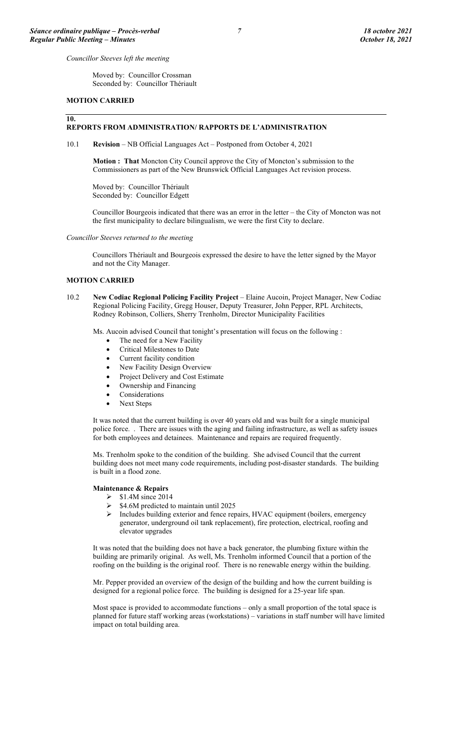*Councillor Steeves left the meeting*

Moved by: Councillor Crossman
Seconded by: Councillor Thériault

**MOTION CARRIED**

## 10. REPORTS FROM ADMINISTRATION/ RAPPORTS DE L'ADMINISTRATION

10.1 **Revision** – NB Official Languages Act – Postponed from October 4, 2021

**Motion : That** Moncton City Council approve the City of Moncton's submission to the Commissioners as part of the New Brunswick Official Languages Act revision process.

Moved by: Councillor Thériault
Seconded by: Councillor Edgett

Councillor Bourgeois indicated that there was an error in the letter – the City of Moncton was not the first municipality to declare bilingualism, we were the first City to declare.

*Councillor Steeves returned to the meeting*

Councillors Thériault and Bourgeois expressed the desire to have the letter signed by the Mayor and not the City Manager.

**MOTION CARRIED**

10.2 **New Codiac Regional Policing Facility Project** – Elaine Aucoin, Project Manager, New Codiac Regional Policing Facility, Gregg Houser, Deputy Treasurer, John Pepper, RPL Architects, Rodney Robinson, Colliers, Sherry Trenholm, Director Municipality Facilities

Ms. Aucoin advised Council that tonight's presentation will focus on the following :

- The need for a New Facility
- Critical Milestones to Date
- Current facility condition
- New Facility Design Overview
- Project Delivery and Cost Estimate
- Ownership and Financing
- Considerations
- Next Steps

It was noted that the current building is over 40 years old and was built for a single municipal police force. . There are issues with the aging and failing infrastructure, as well as safety issues for both employees and detainees. Maintenance and repairs are required frequently.

Ms. Trenholm spoke to the condition of the building. She advised Council that the current building does not meet many code requirements, including post-disaster standards. The building is built in a flood zone.

**Maintenance & Repairs**

- $1.4M since 2014
- $4.6M predicted to maintain until 2025
- Includes building exterior and fence repairs, HVAC equipment (boilers, emergency generator, underground oil tank replacement), fire protection, electrical, roofing and elevator upgrades

It was noted that the building does not have a back generator, the plumbing fixture within the building are primarily original. As well, Ms. Trenholm informed Council that a portion of the roofing on the building is the original roof. There is no renewable energy within the building.

Mr. Pepper provided an overview of the design of the building and how the current building is designed for a regional police force. The building is designed for a 25-year life span.

Most space is provided to accommodate functions – only a small proportion of the total space is planned for future staff working areas (workstations) – variations in staff number will have limited impact on total building area.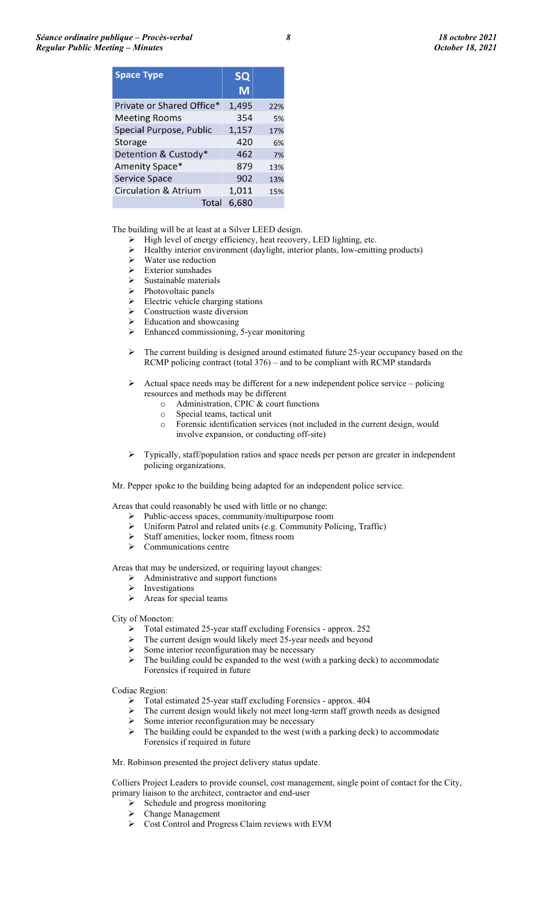| Space Type | SQ M | |
|---|---|---|
| Private or Shared Office* | 1,495 | 22% |
| Meeting Rooms | 354 | 5% |
| Special Purpose, Public | 1,157 | 17% |
| Storage | 420 | 6% |
| Detention & Custody* | 462 | 7% |
| Amenity Space* | 879 | 13% |
| Service Space | 902 | 13% |
| Circulation & Atrium | 1,011 | 15% |
| Total | 6,680 | |

The building will be at least at a Silver LEED design.

- High level of energy efficiency, heat recovery, LED lighting, etc.
- Healthy interior environment (daylight, interior plants, low-emitting products)
- Water use reduction
- Exterior sunshades
- Sustainable materials
- Photovoltaic panels
- Electric vehicle charging stations
- Construction waste diversion
- Education and showcasing
- Enhanced commissioning, 5-year monitoring

- The current building is designed around estimated future 25-year occupancy based on the RCMP policing contract (total 376) – and to be compliant with RCMP standards

- Actual space needs may be different for a new independent police service – policing resources and methods may be different
  - Administration, CPIC & court functions
  - Special teams, tactical unit
  - Forensic identification services (not included in the current design, would involve expansion, or conducting off-site)

- Typically, staff/population ratios and space needs per person are greater in independent policing organizations.

Mr. Pepper spoke to the building being adapted for an independent police service.

Areas that could reasonably be used with little or no change:

- Public-access spaces, community/multipurpose room
- Uniform Patrol and related units (e.g. Community Policing, Traffic)
- Staff amenities, locker room, fitness room
- Communications centre

Areas that may be undersized, or requiring layout changes:

- Administrative and support functions
- Investigations
- Areas for special teams

City of Moncton:

- Total estimated 25-year staff excluding Forensics - approx. 252
- The current design would likely meet 25-year needs and beyond
- Some interior reconfiguration may be necessary
- The building could be expanded to the west (with a parking deck) to accommodate Forensics if required in future

Codiac Region:

- Total estimated 25-year staff excluding Forensics - approx. 404
- The current design would likely not meet long-term staff growth needs as designed
- Some interior reconfiguration may be necessary
- The building could be expanded to the west (with a parking deck) to accommodate Forensics if required in future

Mr. Robinson presented the project delivery status update.

Colliers Project Leaders to provide counsel, cost management, single point of contact for the City, primary liaison to the architect, contractor and end-user

- Schedule and progress monitoring
- Change Management
- Cost Control and Progress Claim reviews with EVM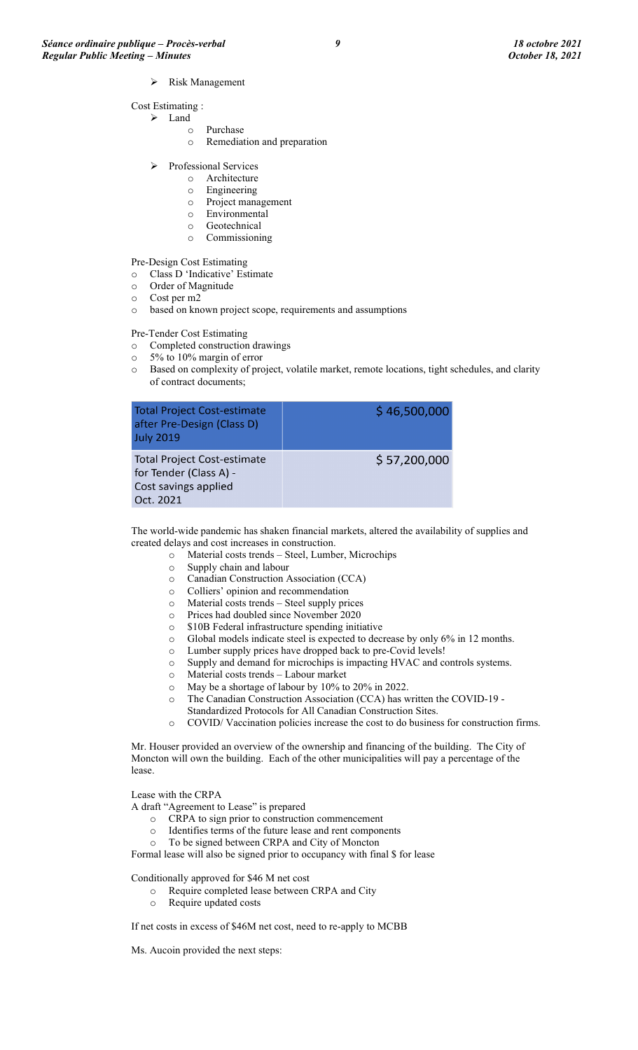- Risk Management

Cost Estimating :

- Land
  - Purchase
  - Remediation and preparation

- Professional Services
  - Architecture
  - Engineering
  - Project management
  - Environmental
  - Geotechnical
  - Commissioning

Pre-Design Cost Estimating

- Class D 'Indicative' Estimate
- Order of Magnitude
- Cost per m2
- based on known project scope, requirements and assumptions

Pre-Tender Cost Estimating

- Completed construction drawings
- 5% to 10% margin of error
- Based on complexity of project, volatile market, remote locations, tight schedules, and clarity of contract documents;

| Total Project Cost-estimate after Pre-Design (Class D) July 2019 | $ 46,500,000 |
|---|---|
| Total Project Cost-estimate for Tender (Class A) - Cost savings applied Oct. 2021 | $ 57,200,000 |

The world-wide pandemic has shaken financial markets, altered the availability of supplies and created delays and cost increases in construction.

- Material costs trends – Steel, Lumber, Microchips
- Supply chain and labour
- Canadian Construction Association (CCA)
- Colliers' opinion and recommendation
- Material costs trends – Steel supply prices
- Prices had doubled since November 2020
- $10B Federal infrastructure spending initiative
- Global models indicate steel is expected to decrease by only 6% in 12 months.
- Lumber supply prices have dropped back to pre-Covid levels!
- Supply and demand for microchips is impacting HVAC and controls systems.
- Material costs trends – Labour market
- May be a shortage of labour by 10% to 20% in 2022.
- The Canadian Construction Association (CCA) has written the COVID-19 - Standardized Protocols for All Canadian Construction Sites.
- COVID/ Vaccination policies increase the cost to do business for construction firms.

Mr. Houser provided an overview of the ownership and financing of the building. The City of Moncton will own the building. Each of the other municipalities will pay a percentage of the lease.

Lease with the CRPA

A draft "Agreement to Lease" is prepared

- CRPA to sign prior to construction commencement
- Identifies terms of the future lease and rent components
- To be signed between CRPA and City of Moncton

Formal lease will also be signed prior to occupancy with final $ for lease

Conditionally approved for $46 M net cost

- Require completed lease between CRPA and City
- Require updated costs

If net costs in excess of $46M net cost, need to re-apply to MCBB

Ms. Aucoin provided the next steps: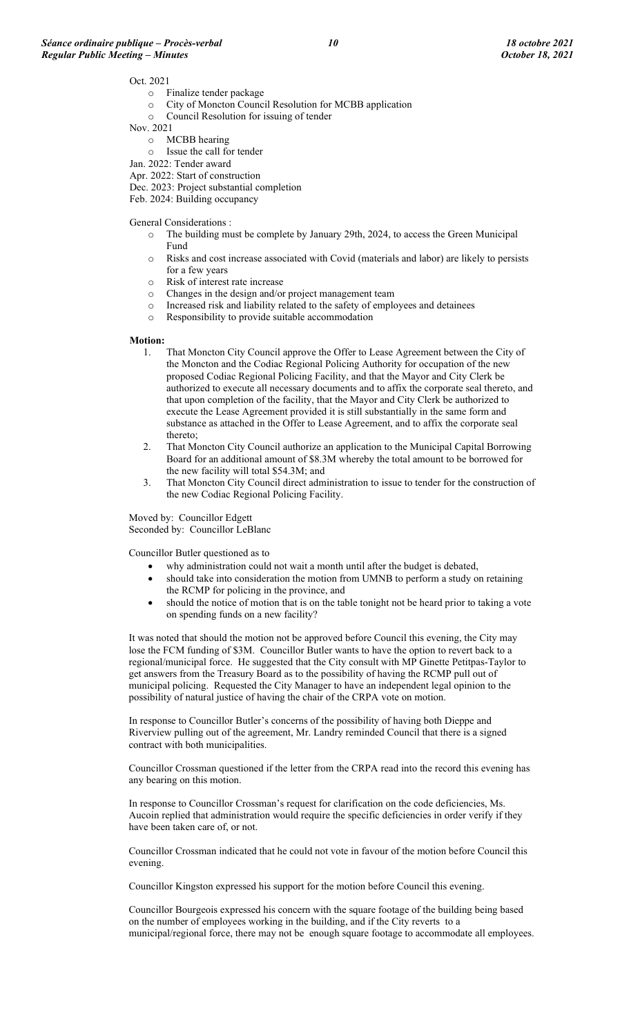Oct. 2021

- Finalize tender package
- City of Moncton Council Resolution for MCBB application
- Council Resolution for issuing of tender

Nov. 2021

- MCBB hearing
- Issue the call for tender

Jan. 2022: Tender award

Apr. 2022: Start of construction

Dec. 2023: Project substantial completion

Feb. 2024: Building occupancy

General Considerations :

- The building must be complete by January 29th, 2024, to access the Green Municipal Fund
- Risks and cost increase associated with Covid (materials and labor) are likely to persists for a few years
- Risk of interest rate increase
- Changes in the design and/or project management team
- Increased risk and liability related to the safety of employees and detainees
- Responsibility to provide suitable accommodation

**Motion:**

1. That Moncton City Council approve the Offer to Lease Agreement between the City of the Moncton and the Codiac Regional Policing Authority for occupation of the new proposed Codiac Regional Policing Facility, and that the Mayor and City Clerk be authorized to execute all necessary documents and to affix the corporate seal thereto, and that upon completion of the facility, that the Mayor and City Clerk be authorized to execute the Lease Agreement provided it is still substantially in the same form and substance as attached in the Offer to Lease Agreement, and to affix the corporate seal thereto;
2. That Moncton City Council authorize an application to the Municipal Capital Borrowing Board for an additional amount of $8.3M whereby the total amount to be borrowed for the new facility will total $54.3M; and
3. That Moncton City Council direct administration to issue to tender for the construction of the new Codiac Regional Policing Facility.

Moved by: Councillor Edgett
Seconded by: Councillor LeBlanc

Councillor Butler questioned as to

- why administration could not wait a month until after the budget is debated,
- should take into consideration the motion from UMNB to perform a study on retaining the RCMP for policing in the province, and
- should the notice of motion that is on the table tonight not be heard prior to taking a vote on spending funds on a new facility?

It was noted that should the motion not be approved before Council this evening, the City may lose the FCM funding of $3M. Councillor Butler wants to have the option to revert back to a regional/municipal force. He suggested that the City consult with MP Ginette Petitpas-Taylor to get answers from the Treasury Board as to the possibility of having the RCMP pull out of municipal policing. Requested the City Manager to have an independent legal opinion to the possibility of natural justice of having the chair of the CRPA vote on motion.

In response to Councillor Butler's concerns of the possibility of having both Dieppe and Riverview pulling out of the agreement, Mr. Landry reminded Council that there is a signed contract with both municipalities.

Councillor Crossman questioned if the letter from the CRPA read into the record this evening has any bearing on this motion.

In response to Councillor Crossman's request for clarification on the code deficiencies, Ms. Aucoin replied that administration would require the specific deficiencies in order verify if they have been taken care of, or not.

Councillor Crossman indicated that he could not vote in favour of the motion before Council this evening.

Councillor Kingston expressed his support for the motion before Council this evening.

Councillor Bourgeois expressed his concern with the square footage of the building being based on the number of employees working in the building, and if the City reverts to a municipal/regional force, there may not be enough square footage to accommodate all employees.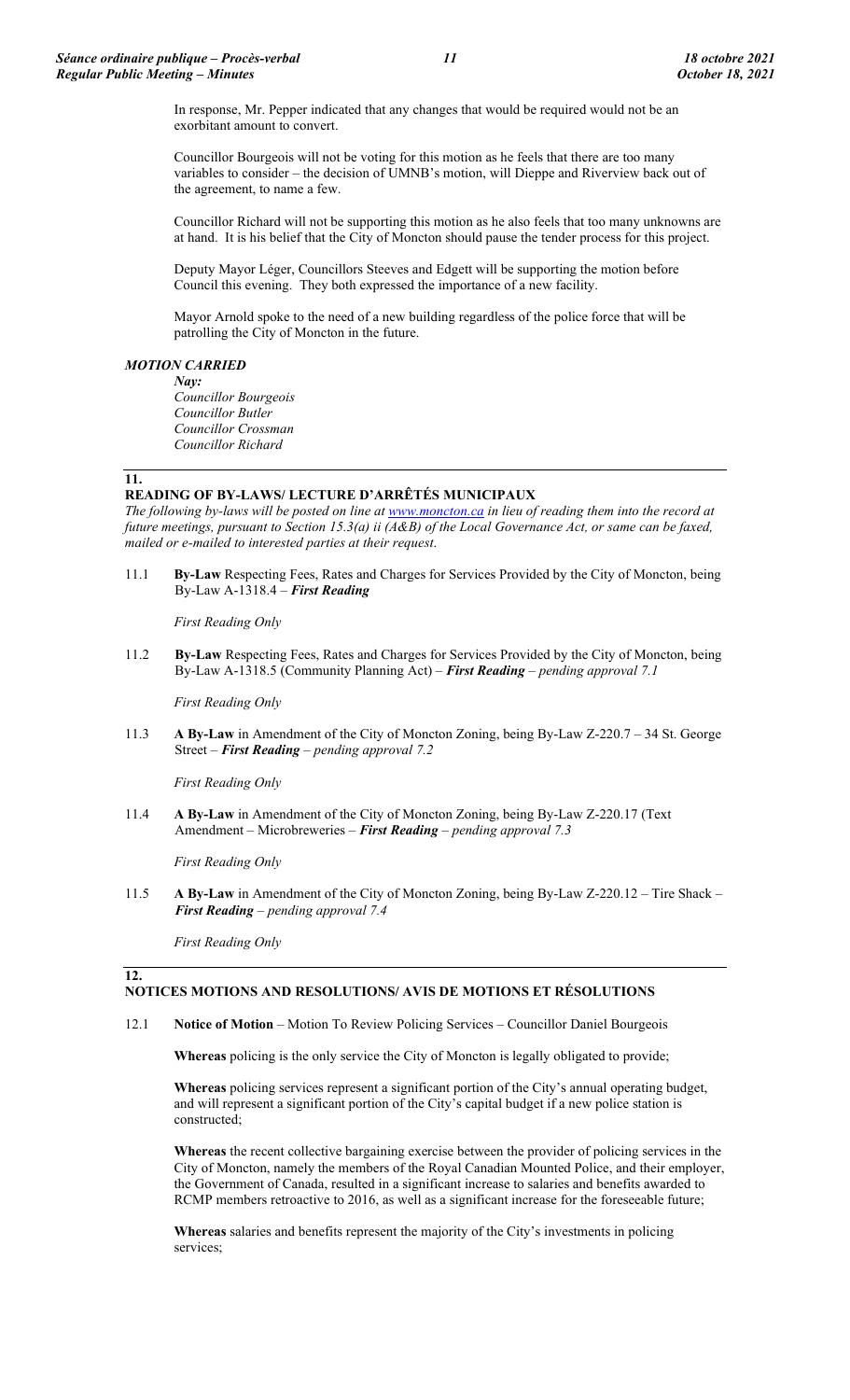In response, Mr. Pepper indicated that any changes that would be required would not be an exorbitant amount to convert.

Councillor Bourgeois will not be voting for this motion as he feels that there are too many variables to consider – the decision of UMNB's motion, will Dieppe and Riverview back out of the agreement, to name a few.

Councillor Richard will not be supporting this motion as he also feels that too many unknowns are at hand. It is his belief that the City of Moncton should pause the tender process for this project.

Deputy Mayor Léger, Councillors Steeves and Edgett will be supporting the motion before Council this evening. They both expressed the importance of a new facility.

Mayor Arnold spoke to the need of a new building regardless of the police force that will be patrolling the City of Moncton in the future.

***MOTION CARRIED***

*Nay:*
*Councillor Bourgeois*
*Councillor Butler*
*Councillor Crossman*
*Councillor Richard*

## 11. READING OF BY-LAWS/ LECTURE D'ARRÊTÉS MUNICIPAUX

*The following by-laws will be posted on line at www.moncton.ca in lieu of reading them into the record at future meetings, pursuant to Section 15.3(a) ii (A&B) of the Local Governance Act, or same can be faxed, mailed or e-mailed to interested parties at their request.*

11.1 **By-Law** Respecting Fees, Rates and Charges for Services Provided by the City of Moncton, being By-Law A-1318.4 – ***First Reading***

*First Reading Only*

11.2 **By-Law** Respecting Fees, Rates and Charges for Services Provided by the City of Moncton, being By-Law A-1318.5 (Community Planning Act) – ***First Reading*** – *pending approval 7.1*

*First Reading Only*

11.3 **A By-Law** in Amendment of the City of Moncton Zoning, being By-Law Z-220.7 – 34 St. George Street – ***First Reading*** – *pending approval 7.2*

*First Reading Only*

11.4 **A By-Law** in Amendment of the City of Moncton Zoning, being By-Law Z-220.17 (Text Amendment – Microbreweries – ***First Reading*** – *pending approval 7.3*

*First Reading Only*

11.5 **A By-Law** in Amendment of the City of Moncton Zoning, being By-Law Z-220.12 – Tire Shack – ***First Reading*** – *pending approval 7.4*

*First Reading Only*

## 12. NOTICES MOTIONS AND RESOLUTIONS/ AVIS DE MOTIONS ET RÉSOLUTIONS

12.1 **Notice of Motion** – Motion To Review Policing Services – Councillor Daniel Bourgeois

**Whereas** policing is the only service the City of Moncton is legally obligated to provide;

**Whereas** policing services represent a significant portion of the City's annual operating budget, and will represent a significant portion of the City's capital budget if a new police station is constructed;

**Whereas** the recent collective bargaining exercise between the provider of policing services in the City of Moncton, namely the members of the Royal Canadian Mounted Police, and their employer, the Government of Canada, resulted in a significant increase to salaries and benefits awarded to RCMP members retroactive to 2016, as well as a significant increase for the foreseeable future;

**Whereas** salaries and benefits represent the majority of the City's investments in policing services;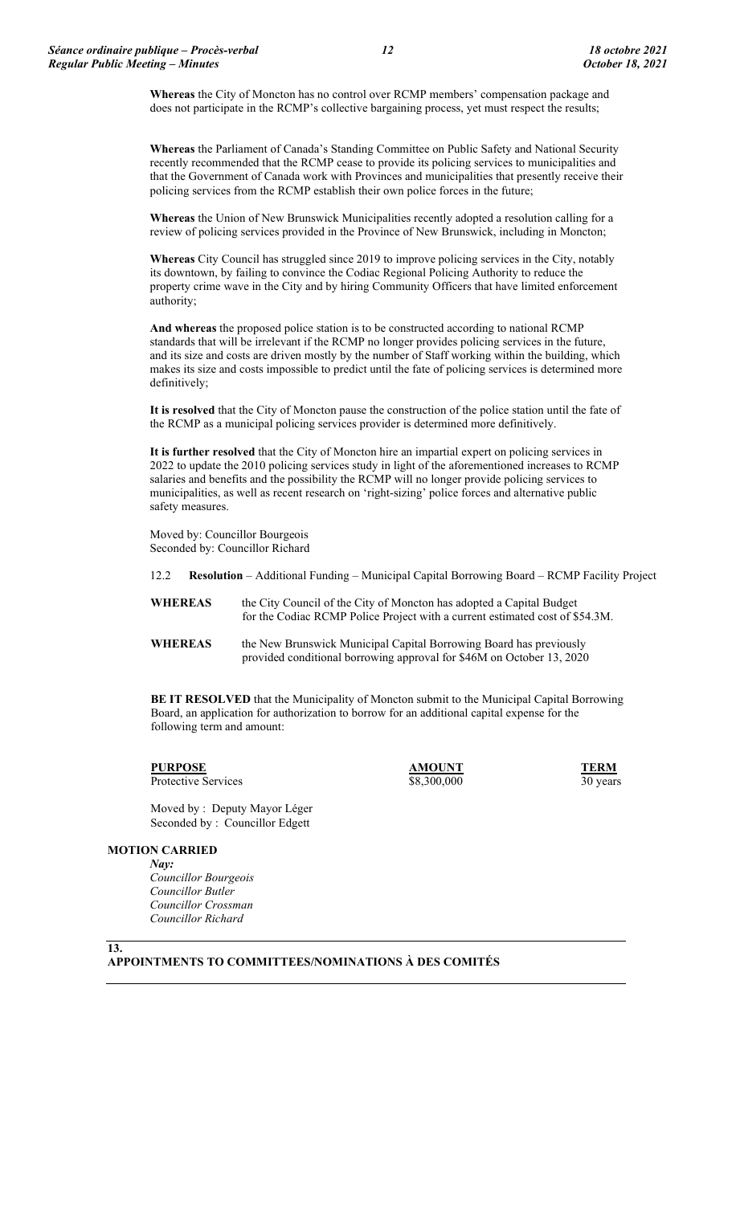**Whereas** the City of Moncton has no control over RCMP members' compensation package and does not participate in the RCMP's collective bargaining process, yet must respect the results;

**Whereas** the Parliament of Canada's Standing Committee on Public Safety and National Security recently recommended that the RCMP cease to provide its policing services to municipalities and that the Government of Canada work with Provinces and municipalities that presently receive their policing services from the RCMP establish their own police forces in the future;

**Whereas** the Union of New Brunswick Municipalities recently adopted a resolution calling for a review of policing services provided in the Province of New Brunswick, including in Moncton;

**Whereas** City Council has struggled since 2019 to improve policing services in the City, notably its downtown, by failing to convince the Codiac Regional Policing Authority to reduce the property crime wave in the City and by hiring Community Officers that have limited enforcement authority;

**And whereas** the proposed police station is to be constructed according to national RCMP standards that will be irrelevant if the RCMP no longer provides policing services in the future, and its size and costs are driven mostly by the number of Staff working within the building, which makes its size and costs impossible to predict until the fate of policing services is determined more definitively;

**It is resolved** that the City of Moncton pause the construction of the police station until the fate of the RCMP as a municipal policing services provider is determined more definitively.

**It is further resolved** that the City of Moncton hire an impartial expert on policing services in 2022 to update the 2010 policing services study in light of the aforementioned increases to RCMP salaries and benefits and the possibility the RCMP will no longer provide policing services to municipalities, as well as recent research on 'right-sizing' police forces and alternative public safety measures.

Moved by: Councillor Bourgeois
Seconded by: Councillor Richard

12.2 **Resolution** – Additional Funding – Municipal Capital Borrowing Board – RCMP Facility Project

**WHEREAS** the City Council of the City of Moncton has adopted a Capital Budget for the Codiac RCMP Police Project with a current estimated cost of \$54.3M.

**WHEREAS** the New Brunswick Municipal Capital Borrowing Board has previously provided conditional borrowing approval for \$46M on October 13, 2020

**BE IT RESOLVED** that the Municipality of Moncton submit to the Municipal Capital Borrowing Board, an application for authorization to borrow for an additional capital expense for the following term and amount:

| PURPOSE | AMOUNT | TERM |
|---|---|---|
| Protective Services | \$8,300,000 | 30 years |

Moved by : Deputy Mayor Léger
Seconded by : Councillor Edgett

**MOTION CARRIED**

*Nay:*
*Councillor Bourgeois*
*Councillor Butler*
*Councillor Crossman*
*Councillor Richard*

## 13. APPOINTMENTS TO COMMITTEES/NOMINATIONS À DES COMITÉS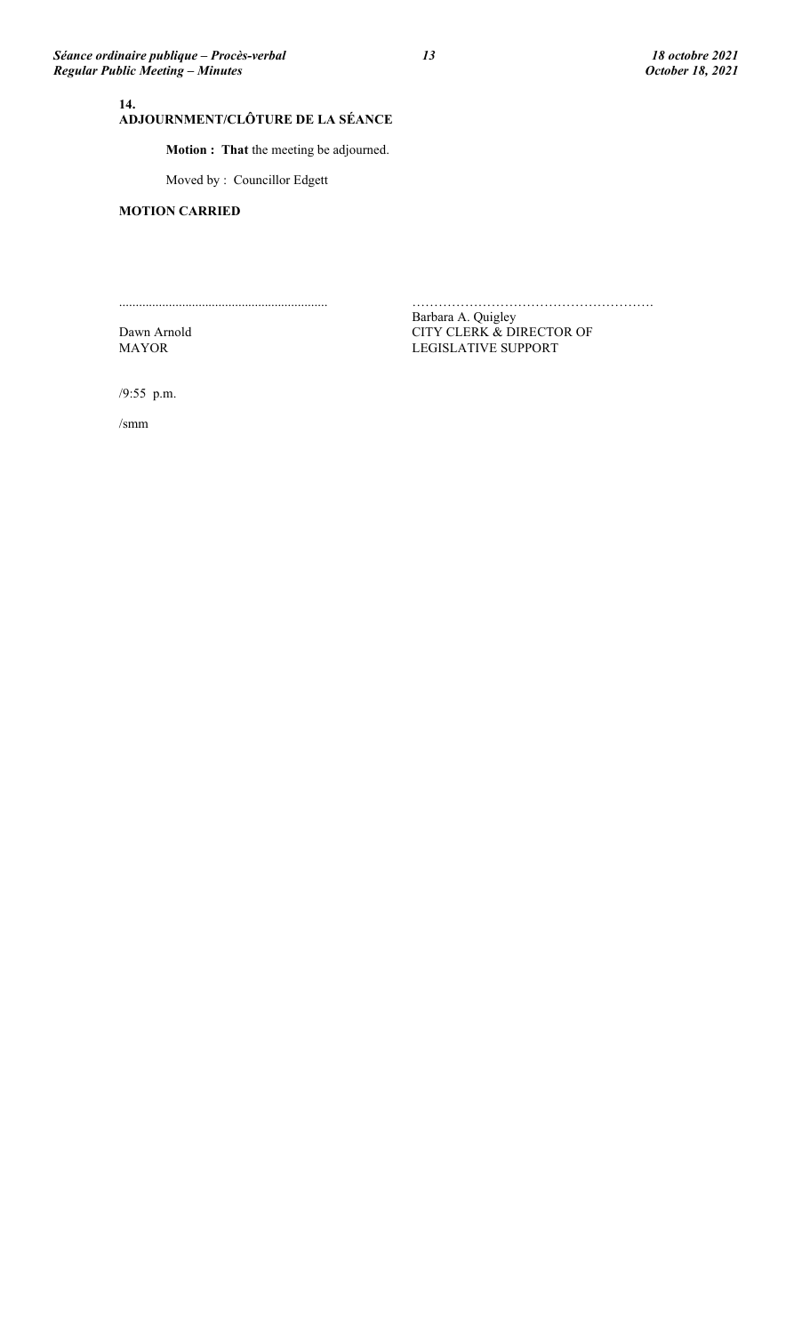**14.**
## ADJOURNMENT/CLÔTURE DE LA SÉANCE

**Motion : That** the meeting be adjourned.

Moved by : Councillor Edgett

**MOTION CARRIED**

| | |
|---|---|
| .............................................................. | ……………………………………………… |
| | Barbara A. Quigley |
| Dawn Arnold | CITY CLERK & DIRECTOR OF |
| MAYOR | LEGISLATIVE SUPPORT |

/9:55 p.m.

/smm